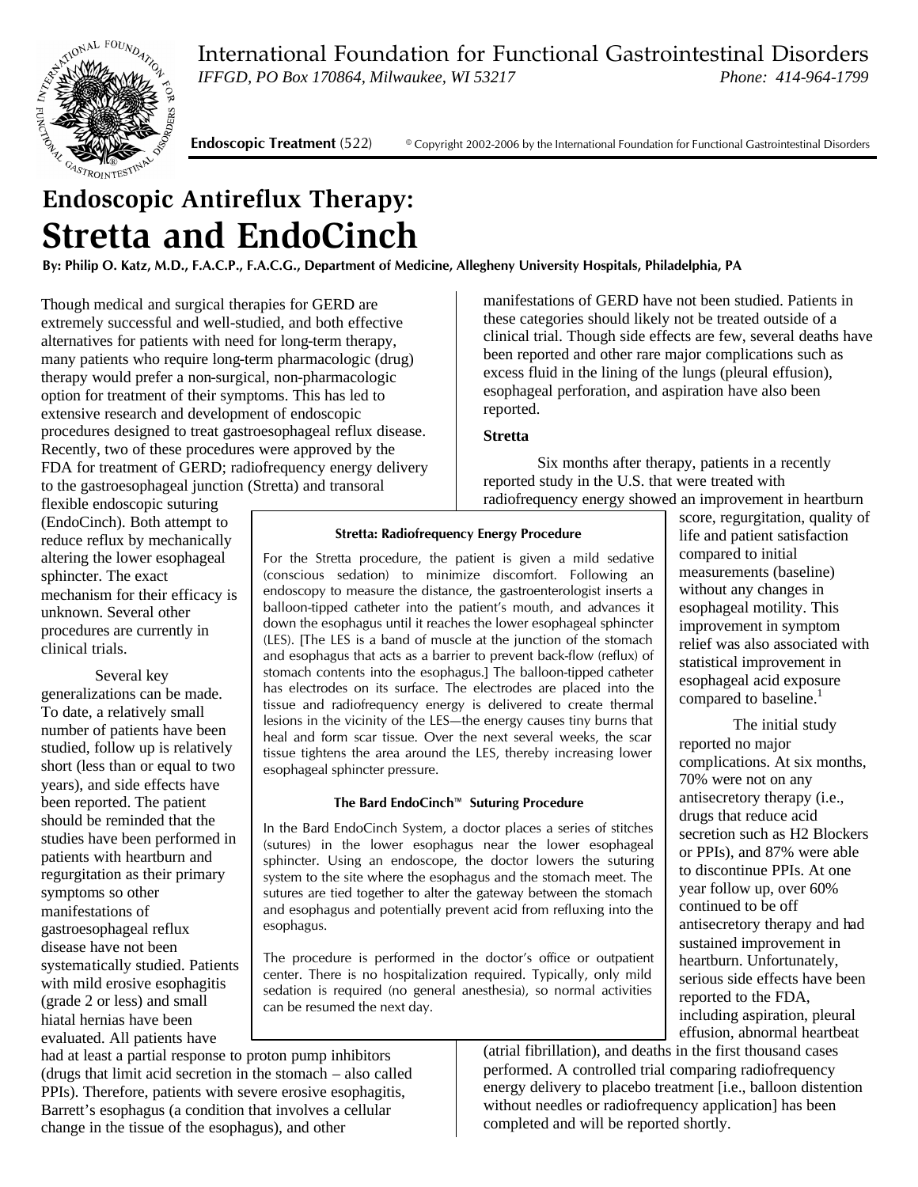International Foundation for Functional Gastrointestinal Disorders

*IFFGD, PO Box 170864, Milwaukee, WI 53217* *Phone: 414-964-1799*

**Endoscopic Treatment** (522) © Copyright 2002-2006 by the International Foundation for Functional Gastrointestinal Disorders

# Endoscopic Antireflux Therapy: Stretta and EndoCinch

**By: Philip O. Katz, M.D., F.A.C.P., F.A.C.G., Department of Medicine, Allegheny University Hospitals, Philadelphia, PA**

Though medical and surgical therapies for GERD are extremely successful and well-studied, and both effective alternatives for patients with need for long-term therapy, many patients who require long-term pharmacologic (drug) therapy would prefer a non-surgical, non-pharmacologic option for treatment of their symptoms. This has led to extensive research and development of endoscopic procedures designed to treat gastroesophageal reflux disease. Recently, two of these procedures were approved by the FDA for treatment of GERD; radiofrequency energy delivery to the gastroesophageal junction (Stretta) and transoral flexible endoscopic suturing (EndoCinch). Both attempt to reduce reflux by mechanically altering the lower esophageal sphincter. The exact mechanism for their efficacy is unknown. Several other procedures are currently in clinical trials.

Several key generalizations can be made. To date, a relatively small number of patients have been studied, follow up is relatively short (less than or equal to two years), and side effects have been reported. The patient should be reminded that the studies have been performed in patients with heartburn and regurgitation as their primary symptoms so other manifestations of gastroesophageal reflux disease have not been systematically studied. Patients with mild erosive esophagitis (grade 2 or less) and small hiatal hernias have been evaluated. All patients have had at least a partial response to proton pump inhibitors (drugs that limit acid secretion in the stomach – also called PPIs). Therefore, patients with severe erosive esophagitis, Barrett's esophagus (a condition that involves a cellular change in the tissue of the esophagus), and other manifestations of GERD have not been studied. Patients in these categories should likely not be treated outside of a clinical trial. Though side effects are few, several deaths have been reported and other rare major complications such as excess fluid in the lining of the lungs (pleural effusion), esophageal perforation, and aspiration have also been reported.

**Stretta: Radiofrequency Energy Procedure**

For the Stretta procedure, the patient is given a mild sedative (conscious sedation) to minimize discomfort. Following an endoscopy to measure the distance, the gastroenterologist inserts a balloon-tipped catheter into the patient's mouth, and advances it down the esophagus until it reaches the lower esophageal sphincter (LES). [The LES is a band of muscle at the junction of the stomach and esophagus that acts as a barrier to prevent back-flow (reflux) of stomach contents into the esophagus.] The balloon-tipped catheter has electrodes on its surface. The electrodes are placed into the tissue and radiofrequency energy is delivered to create thermal lesions in the vicinity of the LES—the energy causes tiny burns that heal and form scar tissue. Over the next several weeks, the scar tissue tightens the area around the LES, thereby increasing lower esophageal sphincter pressure.

**The Bard EndoCinch™ Suturing Procedure**

In the Bard EndoCinch System, a doctor places a series of stitches (sutures) in the lower esophagus near the lower esophageal sphincter. Using an endoscope, the doctor lowers the suturing system to the site where the esophagus and the stomach meet. The sutures are tied together to alter the gateway between the stomach and esophagus and potentially prevent acid from refluxing into the esophagus.

The procedure is performed in the doctor's office or outpatient center. There is no hospitalization required. Typically, only mild sedation is required (no general anesthesia), so normal activities can be resumed the next day.

### Stretta

Six months after therapy, patients in a recently reported study in the U.S. that were treated with radiofrequency energy showed an improvement in heartburn score, regurgitation, quality of life and patient satisfaction compared to initial measurements (baseline) without any changes in esophageal motility. This improvement in symptom relief was also associated with statistical improvement in esophageal acid exposure compared to baseline.[1]

The initial study reported no major complications. At six months, 70% were not on any antisecretory therapy (i.e., drugs that reduce acid secretion such as H2 Blockers or PPIs), and 87% were able to discontinue PPIs. At one year follow up, over 60% continued to be off antisecretory therapy and had sustained improvement in heartburn. Unfortunately, serious side effects have been reported to the FDA, including aspiration, pleural effusion, abnormal heartbeat (atrial fibrillation), and deaths in the first thousand cases performed. A controlled trial comparing radiofrequency energy delivery to placebo treatment [i.e., balloon distention without needles or radiofrequency application] has been completed and will be reported shortly.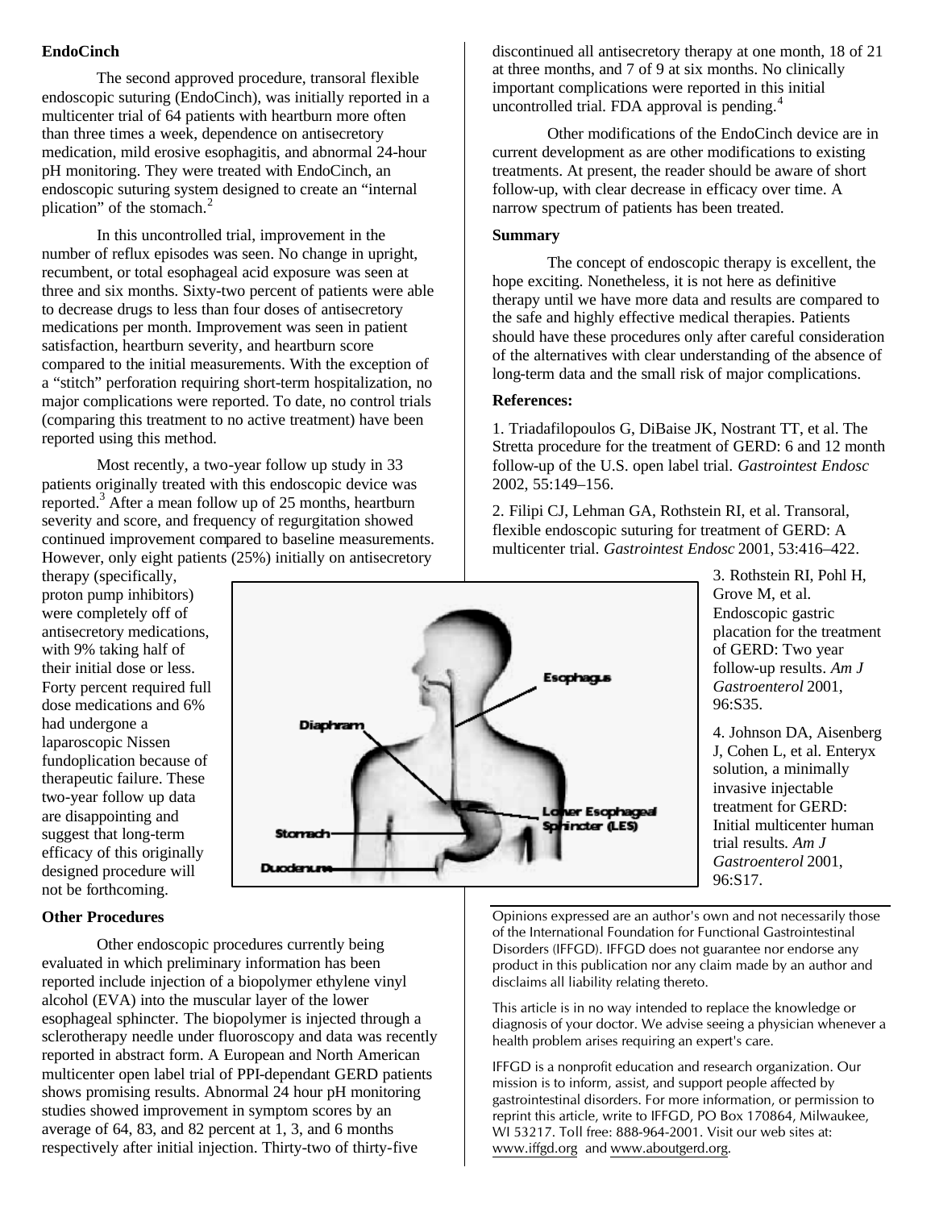**EndoCinch**

The second approved procedure, transoral flexible endoscopic suturing (EndoCinch), was initially reported in a multicenter trial of 64 patients with heartburn more often than three times a week, dependence on antisecretory medication, mild erosive esophagitis, and abnormal 24-hour pH monitoring. They were treated with EndoCinch, an endoscopic suturing system designed to create an "internal plication" of the stomach.[2]

In this uncontrolled trial, improvement in the number of reflux episodes was seen. No change in upright, recumbent, or total esophageal acid exposure was seen at three and six months. Sixty-two percent of patients were able to decrease drugs to less than four doses of antisecretory medications per month. Improvement was seen in patient satisfaction, heartburn severity, and heartburn score compared to the initial measurements. With the exception of a "stitch" perforation requiring short-term hospitalization, no major complications were reported. To date, no control trials (comparing this treatment to no active treatment) have been reported using this method.

Most recently, a two-year follow up study in 33 patients originally treated with this endoscopic device was reported.[3] After a mean follow up of 25 months, heartburn severity and score, and frequency of regurgitation showed continued improvement compared to baseline measurements. However, only eight patients (25%) initially on antisecretory therapy (specifically, proton pump inhibitors) were completely off of antisecretory medications, with 9% taking half of their initial dose or less. Forty percent required full dose medications and 6% had undergone a laparoscopic Nissen fundoplication because of therapeutic failure. These two-year follow up data are disappointing and suggest that long-term efficacy of this originally designed procedure will not be forthcoming.

Esophagus
Diaphram
Lower Esophageal Sphincter (LES)
Stomach
Duodenum

**Other Procedures**

Other endoscopic procedures currently being evaluated in which preliminary information has been reported include injection of a biopolymer ethylene vinyl alcohol (EVA) into the muscular layer of the lower esophageal sphincter. The biopolymer is injected through a sclerotherapy needle under fluoroscopy and data was recently reported in abstract form. A European and North American multicenter open label trial of PPI-dependant GERD patients shows promising results. Abnormal 24 hour pH monitoring studies showed improvement in symptom scores by an average of 64, 83, and 82 percent at 1, 3, and 6 months respectively after initial injection. Thirty-two of thirty-five discontinued all antisecretory therapy at one month, 18 of 21 at three months, and 7 of 9 at six months. No clinically important complications were reported in this initial uncontrolled trial. FDA approval is pending.[4]

Other modifications of the EndoCinch device are in current development as are other modifications to existing treatments. At present, the reader should be aware of short follow-up, with clear decrease in efficacy over time. A narrow spectrum of patients has been treated.

**Summary**

The concept of endoscopic therapy is excellent, the hope exciting. Nonetheless, it is not here as definitive therapy until we have more data and results are compared to the safe and highly effective medical therapies. Patients should have these procedures only after careful consideration of the alternatives with clear understanding of the absence of long-term data and the small risk of major complications.

**References:**

1. Triadafilopoulos G, DiBaise JK, Nostrant TT, et al. The Stretta procedure for the treatment of GERD: 6 and 12 month follow-up of the U.S. open label trial. *Gastrointest Endosc* 2002, 55:149–156.

2. Filipi CJ, Lehman GA, Rothstein RI, et al. Transoral, flexible endoscopic suturing for treatment of GERD: A multicenter trial. *Gastrointest Endosc* 2001, 53:416–422.

3. Rothstein RI, Pohl H, Grove M, et al. Endoscopic gastric placation for the treatment of GERD: Two year follow-up results. *Am J Gastroenterol* 2001, 96:S35.

4. Johnson DA, Aisenberg J, Cohen L, et al. Enteryx solution, a minimally invasive injectable treatment for GERD: Initial multicenter human trial results. *Am J Gastroenterol* 2001, 96:S17.

Opinions expressed are an author's own and not necessarily those of the International Foundation for Functional Gastrointestinal Disorders (IFFGD). IFFGD does not guarantee nor endorse any product in this publication nor any claim made by an author and disclaims all liability relating thereto.

This article is in no way intended to replace the knowledge or diagnosis of your doctor. We advise seeing a physician whenever a health problem arises requiring an expert's care.

IFFGD is a nonprofit education and research organization. Our mission is to inform, assist, and support people affected by gastrointestinal disorders. For more information, or permission to reprint this article, write to IFFGD, PO Box 170864, Milwaukee, WI 53217. Toll free: 888-964-2001. Visit our web sites at: www.iffgd.org and www.aboutgerd.org.